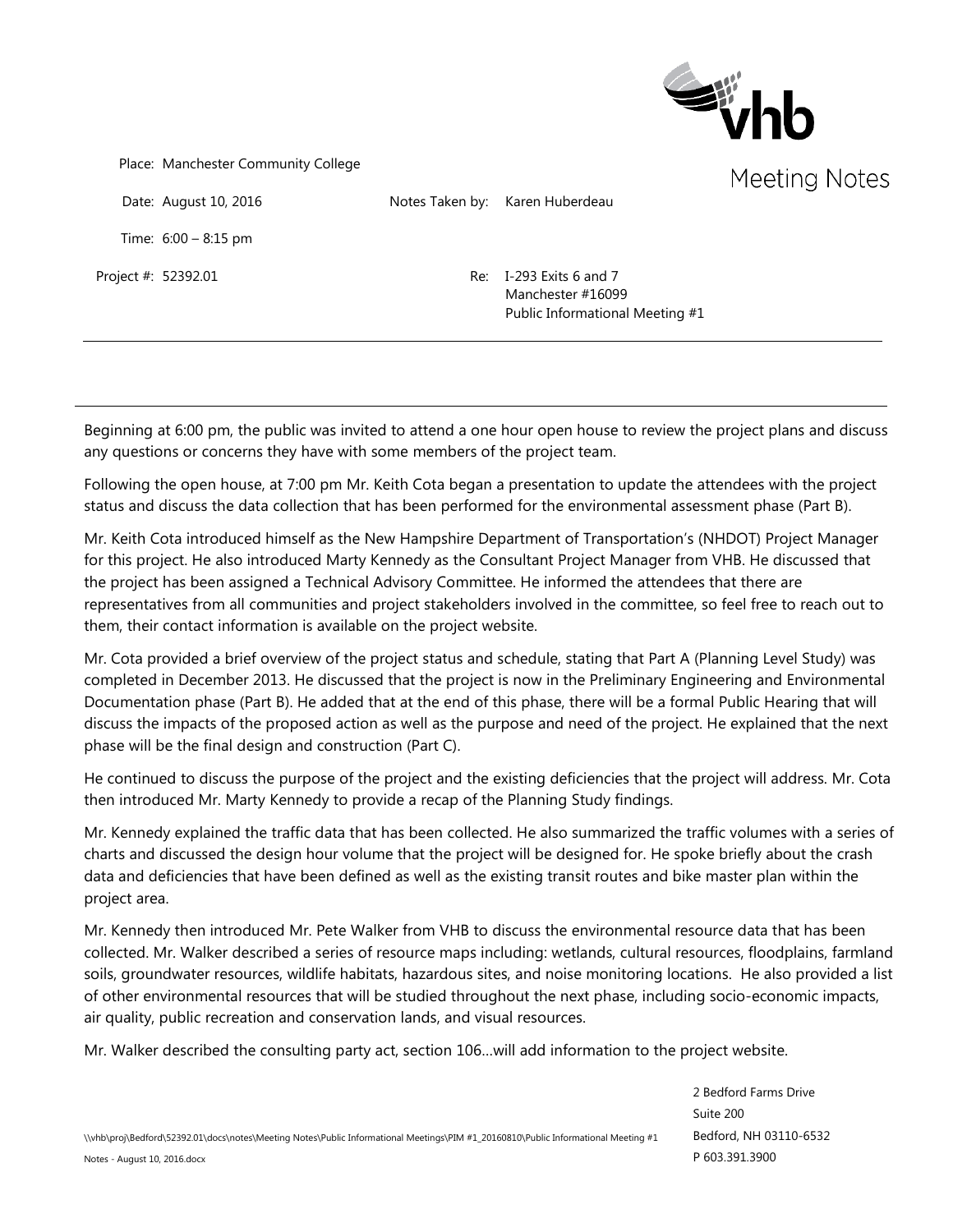# Meeting Notes

Place: Manchester Community College

Date: August 10, 2016

Notes Taken by: Karen Huberdeau

Time: 6:00 – 8:15 pm

Project #: 52392.01

Re: I-293 Exits 6 and 7
Manchester #16099
Public Informational Meeting #1

---

Beginning at 6:00 pm, the public was invited to attend a one hour open house to review the project plans and discuss any questions or concerns they have with some members of the project team.

Following the open house, at 7:00 pm Mr. Keith Cota began a presentation to update the attendees with the project status and discuss the data collection that has been performed for the environmental assessment phase (Part B).

Mr. Keith Cota introduced himself as the New Hampshire Department of Transportation's (NHDOT) Project Manager for this project. He also introduced Marty Kennedy as the Consultant Project Manager from VHB. He discussed that the project has been assigned a Technical Advisory Committee. He informed the attendees that there are representatives from all communities and project stakeholders involved in the committee, so feel free to reach out to them, their contact information is available on the project website.

Mr. Cota provided a brief overview of the project status and schedule, stating that Part A (Planning Level Study) was completed in December 2013. He discussed that the project is now in the Preliminary Engineering and Environmental Documentation phase (Part B). He added that at the end of this phase, there will be a formal Public Hearing that will discuss the impacts of the proposed action as well as the purpose and need of the project. He explained that the next phase will be the final design and construction (Part C).

He continued to discuss the purpose of the project and the existing deficiencies that the project will address. Mr. Cota then introduced Mr. Marty Kennedy to provide a recap of the Planning Study findings.

Mr. Kennedy explained the traffic data that has been collected. He also summarized the traffic volumes with a series of charts and discussed the design hour volume that the project will be designed for. He spoke briefly about the crash data and deficiencies that have been defined as well as the existing transit routes and bike master plan within the project area.

Mr. Kennedy then introduced Mr. Pete Walker from VHB to discuss the environmental resource data that has been collected. Mr. Walker described a series of resource maps including: wetlands, cultural resources, floodplains, farmland soils, groundwater resources, wildlife habitats, hazardous sites, and noise monitoring locations. He also provided a list of other environmental resources that will be studied throughout the next phase, including socio-economic impacts, air quality, public recreation and conservation lands, and visual resources.

Mr. Walker described the consulting party act, section 106…will add information to the project website.

\\vhb\proj\Bedford\52392.01\docs\notes\Meeting Notes\Public Informational Meetings\PIM #1_20160810\Public Informational Meeting #1 Notes - August 10, 2016.docx

2 Bedford Farms Drive
Suite 200
Bedford, NH 03110-6532
P 603.391.3900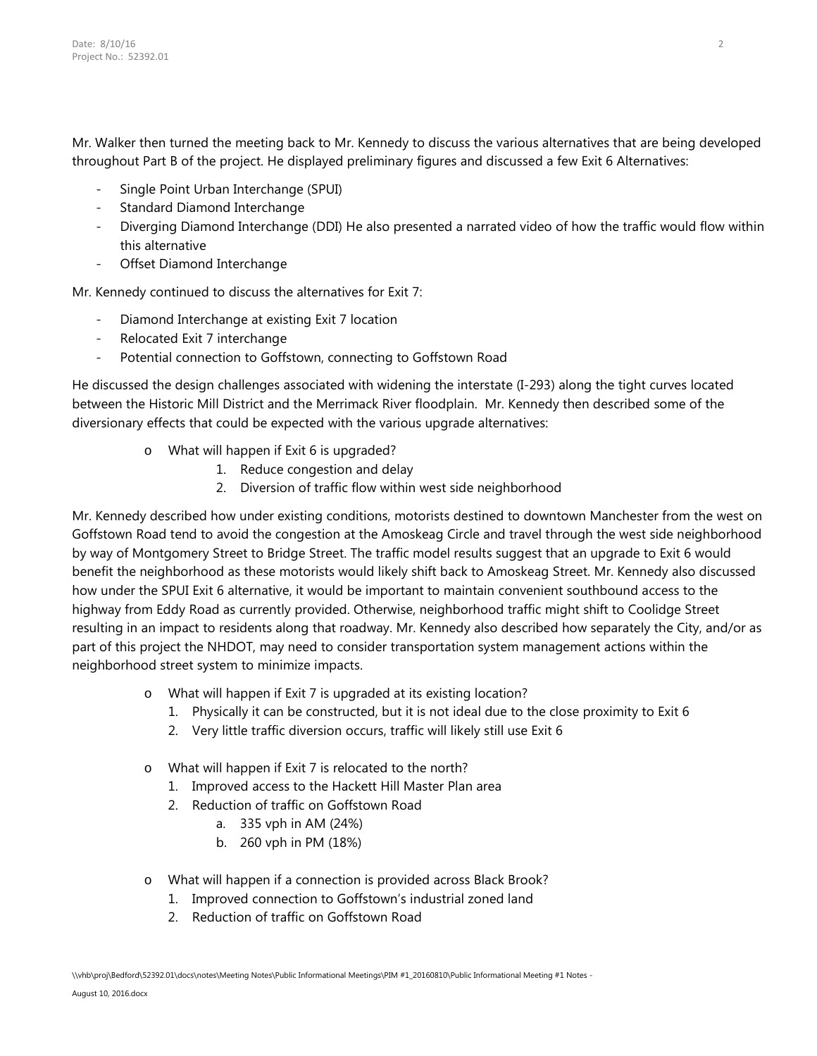Mr. Walker then turned the meeting back to Mr. Kennedy to discuss the various alternatives that are being developed throughout Part B of the project. He displayed preliminary figures and discussed a few Exit 6 Alternatives:

- Single Point Urban Interchange (SPUI)
- Standard Diamond Interchange
- Diverging Diamond Interchange (DDI) He also presented a narrated video of how the traffic would flow within this alternative
- Offset Diamond Interchange

Mr. Kennedy continued to discuss the alternatives for Exit 7:

- Diamond Interchange at existing Exit 7 location
- Relocated Exit 7 interchange
- Potential connection to Goffstown, connecting to Goffstown Road

He discussed the design challenges associated with widening the interstate (I-293) along the tight curves located between the Historic Mill District and the Merrimack River floodplain. Mr. Kennedy then described some of the diversionary effects that could be expected with the various upgrade alternatives:

- What will happen if Exit 6 is upgraded?
  1. Reduce congestion and delay
  2. Diversion of traffic flow within west side neighborhood

Mr. Kennedy described how under existing conditions, motorists destined to downtown Manchester from the west on Goffstown Road tend to avoid the congestion at the Amoskeag Circle and travel through the west side neighborhood by way of Montgomery Street to Bridge Street. The traffic model results suggest that an upgrade to Exit 6 would benefit the neighborhood as these motorists would likely shift back to Amoskeag Street. Mr. Kennedy also discussed how under the SPUI Exit 6 alternative, it would be important to maintain convenient southbound access to the highway from Eddy Road as currently provided. Otherwise, neighborhood traffic might shift to Coolidge Street resulting in an impact to residents along that roadway. Mr. Kennedy also described how separately the City, and/or as part of this project the NHDOT, may need to consider transportation system management actions within the neighborhood street system to minimize impacts.

- What will happen if Exit 7 is upgraded at its existing location?
  1. Physically it can be constructed, but it is not ideal due to the close proximity to Exit 6
  2. Very little traffic diversion occurs, traffic will likely still use Exit 6

- What will happen if Exit 7 is relocated to the north?
  1. Improved access to the Hackett Hill Master Plan area
  2. Reduction of traffic on Goffstown Road
     a. 335 vph in AM (24%)
     b. 260 vph in PM (18%)

- What will happen if a connection is provided across Black Brook?
  1. Improved connection to Goffstown's industrial zoned land
  2. Reduction of traffic on Goffstown Road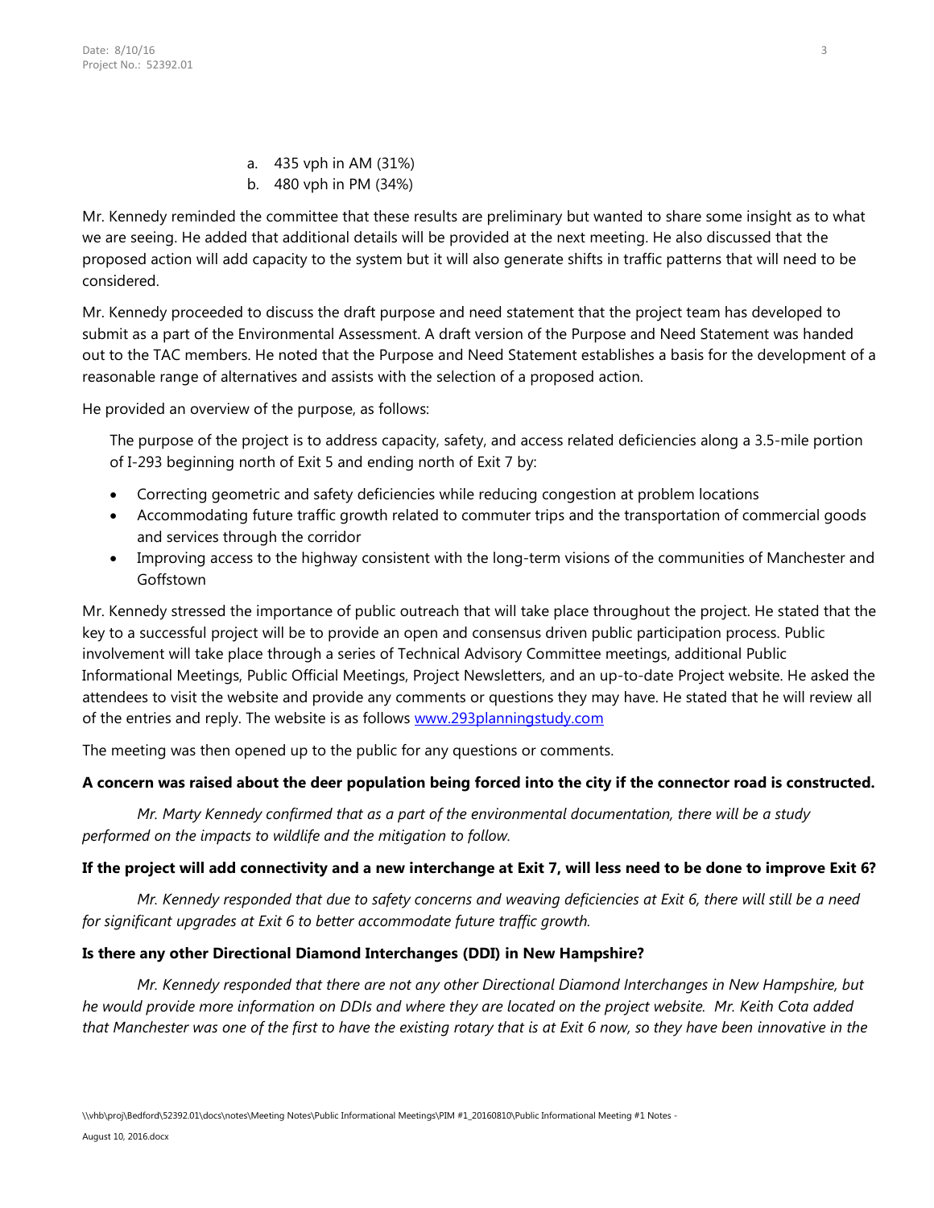a. 435 vph in AM (31%)
b. 480 vph in PM (34%)

Mr. Kennedy reminded the committee that these results are preliminary but wanted to share some insight as to what we are seeing. He added that additional details will be provided at the next meeting. He also discussed that the proposed action will add capacity to the system but it will also generate shifts in traffic patterns that will need to be considered.

Mr. Kennedy proceeded to discuss the draft purpose and need statement that the project team has developed to submit as a part of the Environmental Assessment. A draft version of the Purpose and Need Statement was handed out to the TAC members. He noted that the Purpose and Need Statement establishes a basis for the development of a reasonable range of alternatives and assists with the selection of a proposed action.

He provided an overview of the purpose, as follows:

> The purpose of the project is to address capacity, safety, and access related deficiencies along a 3.5-mile portion of I-293 beginning north of Exit 5 and ending north of Exit 7 by:
>
> - Correcting geometric and safety deficiencies while reducing congestion at problem locations
> - Accommodating future traffic growth related to commuter trips and the transportation of commercial goods and services through the corridor
> - Improving access to the highway consistent with the long-term visions of the communities of Manchester and Goffstown

Mr. Kennedy stressed the importance of public outreach that will take place throughout the project. He stated that the key to a successful project will be to provide an open and consensus driven public participation process. Public involvement will take place through a series of Technical Advisory Committee meetings, additional Public Informational Meetings, Public Official Meetings, Project Newsletters, and an up-to-date Project website. He asked the attendees to visit the website and provide any comments or questions they may have. He stated that he will review all of the entries and reply. The website is as follows www.293planningstudy.com

The meeting was then opened up to the public for any questions or comments.

**A concern was raised about the deer population being forced into the city if the connector road is constructed.**

*Mr. Marty Kennedy confirmed that as a part of the environmental documentation, there will be a study performed on the impacts to wildlife and the mitigation to follow.*

**If the project will add connectivity and a new interchange at Exit 7, will less need to be done to improve Exit 6?**

*Mr. Kennedy responded that due to safety concerns and weaving deficiencies at Exit 6, there will still be a need for significant upgrades at Exit 6 to better accommodate future traffic growth.*

**Is there any other Directional Diamond Interchanges (DDI) in New Hampshire?**

*Mr. Kennedy responded that there are not any other Directional Diamond Interchanges in New Hampshire, but he would provide more information on DDIs and where they are located on the project website. Mr. Keith Cota added that Manchester was one of the first to have the existing rotary that is at Exit 6 now, so they have been innovative in the*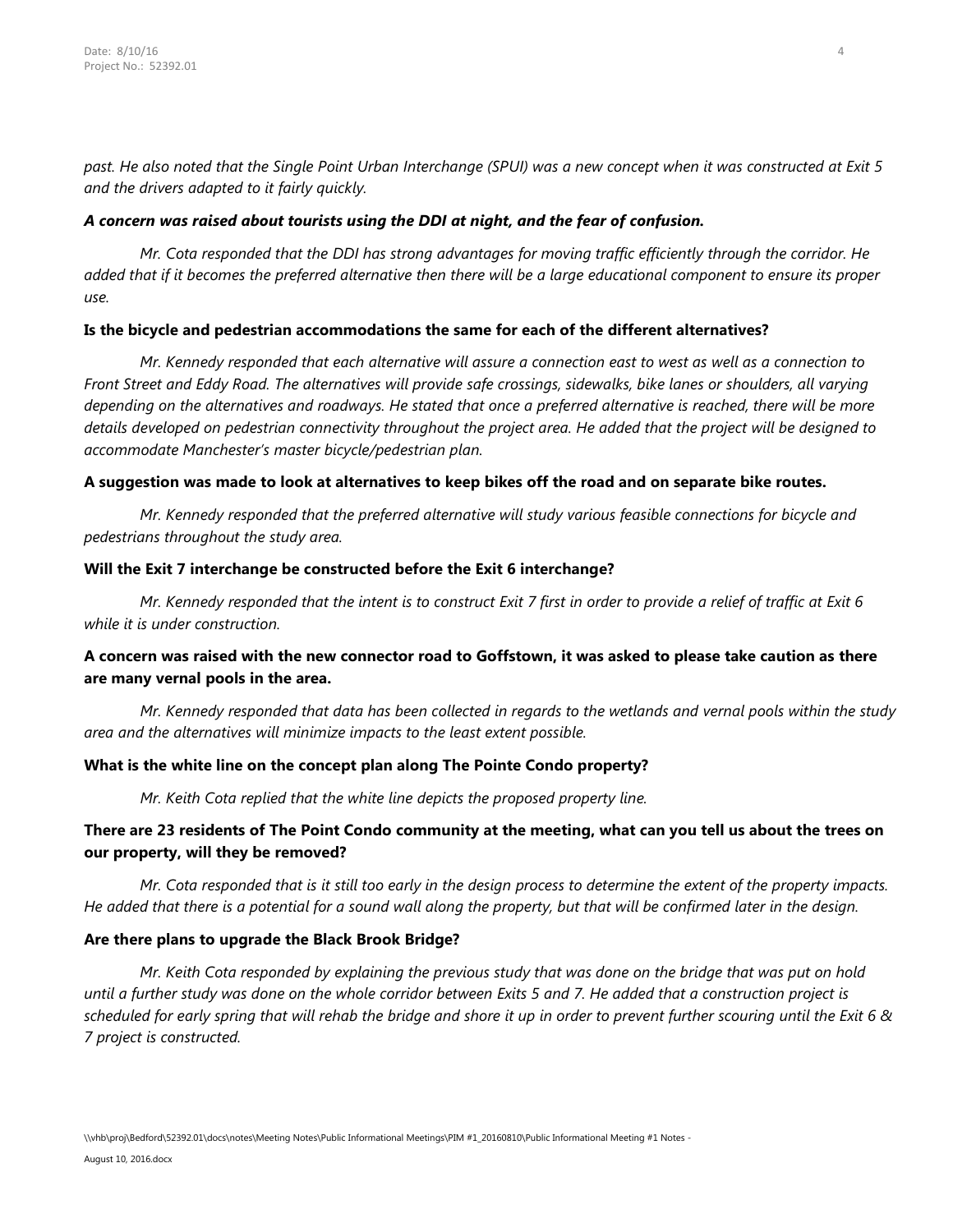*past. He also noted that the Single Point Urban Interchange (SPUI) was a new concept when it was constructed at Exit 5 and the drivers adapted to it fairly quickly.*

***A concern was raised about tourists using the DDI at night, and the fear of confusion.***

*Mr. Cota responded that the DDI has strong advantages for moving traffic efficiently through the corridor. He added that if it becomes the preferred alternative then there will be a large educational component to ensure its proper use.*

**Is the bicycle and pedestrian accommodations the same for each of the different alternatives?**

*Mr. Kennedy responded that each alternative will assure a connection east to west as well as a connection to Front Street and Eddy Road. The alternatives will provide safe crossings, sidewalks, bike lanes or shoulders, all varying depending on the alternatives and roadways. He stated that once a preferred alternative is reached, there will be more details developed on pedestrian connectivity throughout the project area. He added that the project will be designed to accommodate Manchester's master bicycle/pedestrian plan.*

**A suggestion was made to look at alternatives to keep bikes off the road and on separate bike routes.**

*Mr. Kennedy responded that the preferred alternative will study various feasible connections for bicycle and pedestrians throughout the study area.*

**Will the Exit 7 interchange be constructed before the Exit 6 interchange?**

*Mr. Kennedy responded that the intent is to construct Exit 7 first in order to provide a relief of traffic at Exit 6 while it is under construction.*

**A concern was raised with the new connector road to Goffstown, it was asked to please take caution as there are many vernal pools in the area.**

*Mr. Kennedy responded that data has been collected in regards to the wetlands and vernal pools within the study area and the alternatives will minimize impacts to the least extent possible.*

**What is the white line on the concept plan along The Pointe Condo property?**

*Mr. Keith Cota replied that the white line depicts the proposed property line.*

**There are 23 residents of The Point Condo community at the meeting, what can you tell us about the trees on our property, will they be removed?**

*Mr. Cota responded that is it still too early in the design process to determine the extent of the property impacts. He added that there is a potential for a sound wall along the property, but that will be confirmed later in the design.*

**Are there plans to upgrade the Black Brook Bridge?**

*Mr. Keith Cota responded by explaining the previous study that was done on the bridge that was put on hold until a further study was done on the whole corridor between Exits 5 and 7. He added that a construction project is scheduled for early spring that will rehab the bridge and shore it up in order to prevent further scouring until the Exit 6 & 7 project is constructed.*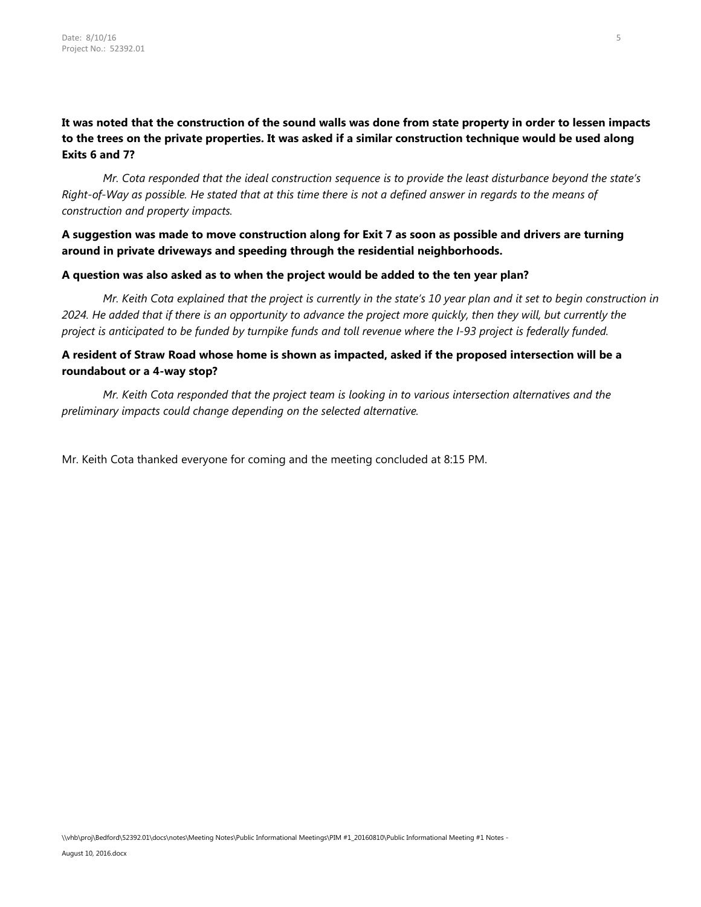**It was noted that the construction of the sound walls was done from state property in order to lessen impacts to the trees on the private properties. It was asked if a similar construction technique would be used along Exits 6 and 7?**

*Mr. Cota responded that the ideal construction sequence is to provide the least disturbance beyond the state's Right-of-Way as possible. He stated that at this time there is not a defined answer in regards to the means of construction and property impacts.*

**A suggestion was made to move construction along for Exit 7 as soon as possible and drivers are turning around in private driveways and speeding through the residential neighborhoods.**

**A question was also asked as to when the project would be added to the ten year plan?**

*Mr. Keith Cota explained that the project is currently in the state's 10 year plan and it set to begin construction in 2024. He added that if there is an opportunity to advance the project more quickly, then they will, but currently the project is anticipated to be funded by turnpike funds and toll revenue where the I-93 project is federally funded.*

**A resident of Straw Road whose home is shown as impacted, asked if the proposed intersection will be a roundabout or a 4-way stop?**

*Mr. Keith Cota responded that the project team is looking in to various intersection alternatives and the preliminary impacts could change depending on the selected alternative.*

Mr. Keith Cota thanked everyone for coming and the meeting concluded at 8:15 PM.